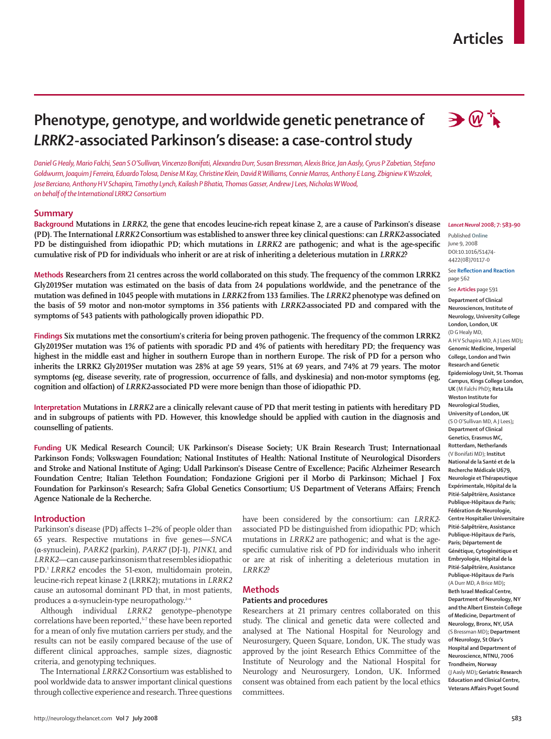# Phenotype, genotype, and worldwide genetic penetrance of *LRRK2*-associated Parkinson's disease: a case-control study

*Daniel G Healy, Mario Falchi, Sean S O'Sullivan, Vincenzo Bonifati, Alexandra Durr, Susan Bressman, Alexis Brice, Jan Aasly, Cyrus P Zabetian, Stefano Goldwurm, Joaquim J Ferreira, Eduardo Tolosa, Denise M Kay, Christine Klein, David R Williams, Connie Marras, Anthony E Lang, Zbigniew K Wszolek, Jose Berciano, Anthony H V Schapira, Timothy Lynch, Kailash P Bhatia, Thomas Gasser, Andrew J Lees, Nicholas W Wood, on behalf of the International LRRK2 Consortium*

## Summary

**Background** **Mutations in *LRRK2*, the gene that encodes leucine-rich repeat kinase 2, are a cause of Parkinson's disease (PD). The International *LRRK2* Consortium was established to answer three key clinical questions: can *LRRK2*-associated PD be distinguished from idiopathic PD; which mutations in *LRRK2* are pathogenic; and what is the age-specific cumulative risk of PD for individuals who inherit or are at risk of inheriting a deleterious mutation in *LRRK2*?**

**Methods** **Researchers from 21 centres across the world collaborated on this study. The frequency of the common LRRK2 Gly2019Ser mutation was estimated on the basis of data from 24 populations worldwide, and the penetrance of the mutation was defined in 1045 people with mutations in *LRRK2* from 133 families. The *LRRK2* phenotype was defined on the basis of 59 motor and non-motor symptoms in 356 patients with *LRRK2*-associated PD and compared with the symptoms of 543 patients with pathologically proven idiopathic PD.**

**Findings** **Six mutations met the consortium's criteria for being proven pathogenic. The frequency of the common LRRK2 Gly2019Ser mutation was 1% of patients with sporadic PD and 4% of patients with hereditary PD; the frequency was highest in the middle east and higher in southern Europe than in northern Europe. The risk of PD for a person who inherits the LRRK2 Gly2019Ser mutation was 28% at age 59 years, 51% at 69 years, and 74% at 79 years. The motor symptoms (eg, disease severity, rate of progression, occurrence of falls, and dyskinesia) and non-motor symptoms (eg, cognition and olfaction) of *LRRK2*-associated PD were more benign than those of idiopathic PD.**

**Interpretation** **Mutations in *LRRK2* are a clinically relevant cause of PD that merit testing in patients with hereditary PD and in subgroups of patients with PD. However, this knowledge should be applied with caution in the diagnosis and counselling of patients.**

**Funding** **UK Medical Research Council; UK Parkinson's Disease Society; UK Brain Research Trust; Internationaal Parkinson Fonds; Volkswagen Foundation; National Institutes of Health: National Institute of Neurological Disorders and Stroke and National Institute of Aging; Udall Parkinson's Disease Centre of Excellence; Pacific Alzheimer Research Foundation Centre; Italian Telethon Foundation; Fondazione Grigioni per il Morbo di Parkinson; Michael J Fox Foundation for Parkinson's Research; Safra Global Genetics Consortium; US Department of Veterans Affairs; French Agence Nationale de la Recherche.**

## Introduction

Parkinson's disease (PD) affects 1–2% of people older than 65 years. Respective mutations in five genes—*SNCA* (α-synuclein), *PARK2* (parkin), *PARK7* (DJ-1), *PINK1*, and *LRRK2*—can cause parkinsonism that resembles idiopathic PD.[1] *LRRK2* encodes the 51-exon, multidomain protein, leucine-rich repeat kinase 2 (LRRK2); mutations in *LRRK2* cause an autosomal dominant PD that, in most patients, produces a α-synuclein-type neuropathology.[2–4]

Although individual *LRRK2* genotype–phenotype correlations have been reported,[5–7] these have been reported for a mean of only five mutation carriers per study, and the results can not be easily compared because of the use of different clinical approaches, sample sizes, diagnostic criteria, and genotyping techniques.

The International *LRRK2* Consortium was established to pool worldwide data to answer important clinical questions through collective experience and research. Three questions have been considered by the consortium: can *LRRK2*-associated PD be distinguished from idiopathic PD; which mutations in *LRRK2* are pathogenic; and what is the age-specific cumulative risk of PD for individuals who inherit or are at risk of inheriting a deleterious mutation in *LRRK2*?

## Methods

### Patients and procedures

Researchers at 21 primary centres collaborated on this study. The clinical and genetic data were collected and analysed at The National Hospital for Neurology and Neurosurgery, Queen Square, London, UK. The study was approved by the joint Research Ethics Committee of the Institute of Neurology and the National Hospital for Neurology and Neurosurgery, London, UK. Informed consent was obtained from each patient by the local ethics committees.

*Lancet Neurol* 2008; 7: 583–90

Published Online June 9, 2008 DOI:10.1016/S1474-4422(08)70117-0

See **Reflection and Reaction** page 562

See **Articles** page 591

**Department of Clinical Neurosciences, Institute of Neurology, University College London, London, UK** (D G Healy MD, A H V Schapira MD, A J Lees MD)**; Genomic Medicine, Imperial College, London and Twin Research and Genetic Epidemiology Unit, St. Thomas Campus, Kings College London, UK** (M Falchi PhD)**; Reta Lila Weston Institute for Neurological Studies, University of London, UK** (S O O'Sullivan MD, A J Lees)**; Department of Clinical Genetics, Erasmus MC, Rotterdam, Netherlands** (V Bonifati MD)**; Institut National de la Santé et de la Recherche Médicale U679, Neurologie et Thérapeutique Expérimentale, Hôpital de la Pitié-Salpêtrière, Assistance Publique-Hôpitaux de Paris; Fédération de Neurologie, Centre Hospitalier Universitaire Pitié-Salpêtrière, Assistance Publique-Hôpitaux de Paris, Paris; Département de Génétique, Cytogénétique et Embryologie, Hôpital de la Pitié-Salpêtrière, Assistance Publique-Hôpitaux de Paris** (A Durr MD, A Brice MD)**; Beth Israel Medical Centre, Department of Neurology, NY and the Albert Einstein College of Medicine, Department of Neurology, Bronx, NY, USA** (S Bressman MD)**; Department of Neurology, St Olav's Hospital and Department of Neuroscience, NTNU, 7006 Trondheim, Norway** (J Aasly MD)**; Geriatric Research Education and Clinical Centre, Veterans Affairs Puget Sound**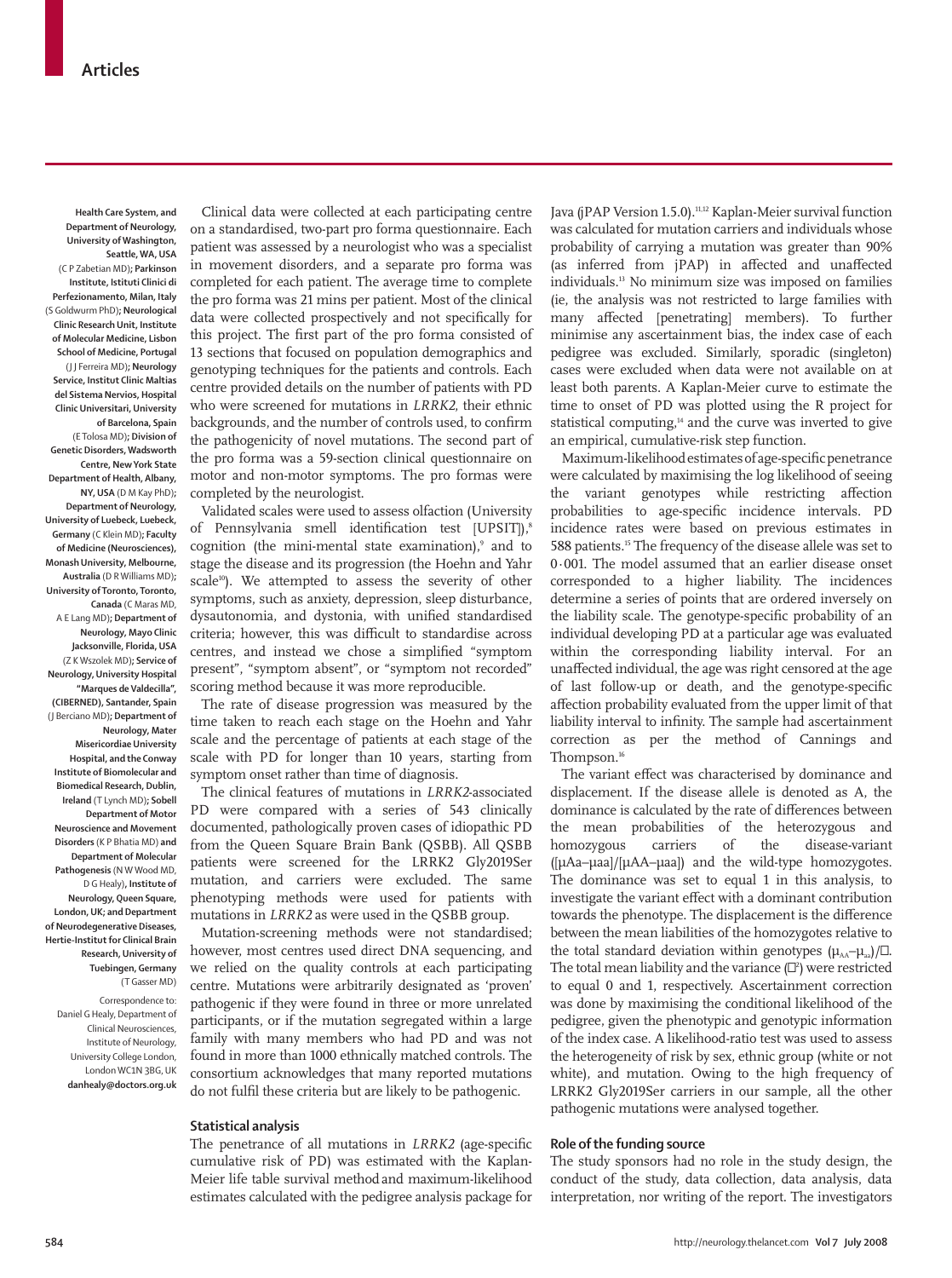Health Care System, and Department of Neurology, University of Washington, Seattle, WA, USA (C P Zabetian MD); Parkinson Institute, Istituti Clinici di Perfezionamento, Milan, Italy (S Goldwurm PhD); Neurological Clinic Research Unit, Institute of Molecular Medicine, Lisbon School of Medicine, Portugal (J J Ferreira MD); Neurology Service, Institut Clinic Maltias del Sistema Nervios, Hospital Clinic Universitari, University of Barcelona, Spain (E Tolosa MD); Division of Genetic Disorders, Wadsworth Centre, New York State Department of Health, Albany, NY, USA (D M Kay PhD); Department of Neurology, University of Luebeck, Luebeck, Germany (C Klein MD); Faculty of Medicine (Neurosciences), Monash University, Melbourne, Australia (D R Williams MD); University of Toronto, Toronto, Canada (C Maras MD, A E Lang MD); Department of Neurology, Mayo Clinic Jacksonville, Florida, USA (Z K Wszolek MD); Service of Neurology, University Hospital "Marques de Valdecilla", (CIBERNED), Santander, Spain (J Berciano MD); Department of Neurology, Mater Misericordiae University Hospital, and the Conway Institute of Biomolecular and Biomedical Research, Dublin, Ireland (T Lynch MD); Sobell Department of Motor Neuroscience and Movement Disorders (K P Bhatia MD) and Department of Molecular Pathogenesis (N W Wood MD, D G Healy), Institute of Neurology, Queen Square, London, UK; and Department of Neurodegenerative Diseases, Hertie-Institut for Clinical Brain Research, University of Tuebingen, Germany (T Gasser MD)

Correspondence to: Daniel G Healy, Department of Clinical Neurosciences, Institute of Neurology, University College London, London WC1N 3BG, UK **danhealy@doctors.org.uk**

Clinical data were collected at each participating centre on a standardised, two-part pro forma questionnaire. Each patient was assessed by a neurologist who was a specialist in movement disorders, and a separate pro forma was completed for each patient. The average time to complete the pro forma was 21 mins per patient. Most of the clinical data were collected prospectively and not specifically for this project. The first part of the pro forma consisted of 13 sections that focused on population demographics and genotyping techniques for the patients and controls. Each centre provided details on the number of patients with PD who were screened for mutations in *LRRK2*, their ethnic backgrounds, and the number of controls used, to confirm the pathogenicity of novel mutations. The second part of the pro forma was a 59-section clinical questionnaire on motor and non-motor symptoms. The pro formas were completed by the neurologist.

Validated scales were used to assess olfaction (University of Pennsylvania smell identification test [UPSIT]),[8] cognition (the mini-mental state examination),[9] and to stage the disease and its progression (the Hoehn and Yahr scale[10]). We attempted to assess the severity of other symptoms, such as anxiety, depression, sleep disturbance, dysautonomia, and dystonia, with unified standardised criteria; however, this was difficult to standardise across centres, and instead we chose a simplified "symptom present", "symptom absent", or "symptom not recorded" scoring method because it was more reproducible.

The rate of disease progression was measured by the time taken to reach each stage on the Hoehn and Yahr scale and the percentage of patients at each stage of the scale with PD for longer than 10 years, starting from symptom onset rather than time of diagnosis.

The clinical features of mutations in *LRRK2*-associated PD were compared with a series of 543 clinically documented, pathologically proven cases of idiopathic PD from the Queen Square Brain Bank (QSBB). All QSBB patients were screened for the LRRK2 Gly2019Ser mutation, and carriers were excluded. The same phenotyping methods were used for patients with mutations in *LRRK2* as were used in the QSBB group.

Mutation-screening methods were not standardised; however, most centres used direct DNA sequencing, and we relied on the quality controls at each participating centre. Mutations were arbitrarily designated as 'proven' pathogenic if they were found in three or more unrelated participants, or if the mutation segregated within a large family with many members who had PD and was not found in more than 1000 ethnically matched controls. The consortium acknowledges that many reported mutations do not fulfil these criteria but are likely to be pathogenic.

## Statistical analysis

The penetrance of all mutations in *LRRK2* (age-specific cumulative risk of PD) was estimated with the Kaplan-Meier life table survival method and maximum-likelihood estimates calculated with the pedigree analysis package for Java (jPAP Version 1.5.0).[11,12] Kaplan-Meier survival function was calculated for mutation carriers and individuals whose probability of carrying a mutation was greater than 90% (as inferred from jPAP) in affected and unaffected individuals.[13] No minimum size was imposed on families (ie, the analysis was not restricted to large families with many affected [penetrating] members). To further minimise any ascertainment bias, the index case of each pedigree was excluded. Similarly, sporadic (singleton) cases were excluded when data were not available on at least both parents. A Kaplan-Meier curve to estimate the time to onset of PD was plotted using the R project for statistical computing,[14] and the curve was inverted to give an empirical, cumulative-risk step function.

Maximum-likelihood estimates of age-specific penetrance were calculated by maximising the log likelihood of seeing the variant genotypes while restricting affection probabilities to age-specific incidence intervals. PD incidence rates were based on previous estimates in 588 patients.[15] The frequency of the disease allele was set to 0·001. The model assumed that an earlier disease onset corresponded to a higher liability. The incidences determine a series of points that are ordered inversely on the liability scale. The genotype-specific probability of an individual developing PD at a particular age was evaluated within the corresponding liability interval. For an unaffected individual, the age was right censored at the age of last follow-up or death, and the genotype-specific affection probability evaluated from the upper limit of that liability interval to infinity. The sample had ascertainment correction as per the method of Cannings and Thompson.[16]

The variant effect was characterised by dominance and displacement. If the disease allele is denoted as A, the dominance is calculated by the rate of differences between the mean probabilities of the heterozygous and homozygous carriers of the disease-variant ($[\mu Aa-\mu aa]/[\mu AA-\mu aa]$) and the wild-type homozygotes. The dominance was set to equal 1 in this analysis, to investigate the variant effect with a dominant contribution towards the phenotype. The displacement is the difference between the mean liabilities of the homozygotes relative to the total standard deviation within genotypes $(\mu_{AA}-\mu_{aa})/\square$. The total mean liability and the variance ($\square^2$) were restricted to equal 0 and 1, respectively. Ascertainment correction was done by maximising the conditional likelihood of the pedigree, given the phenotypic and genotypic information of the index case. A likelihood-ratio test was used to assess the heterogeneity of risk by sex, ethnic group (white or not white), and mutation. Owing to the high frequency of LRRK2 Gly2019Ser carriers in our sample, all the other pathogenic mutations were analysed together.

## Role of the funding source

The study sponsors had no role in the study design, the conduct of the study, data collection, data analysis, data interpretation, nor writing of the report. The investigators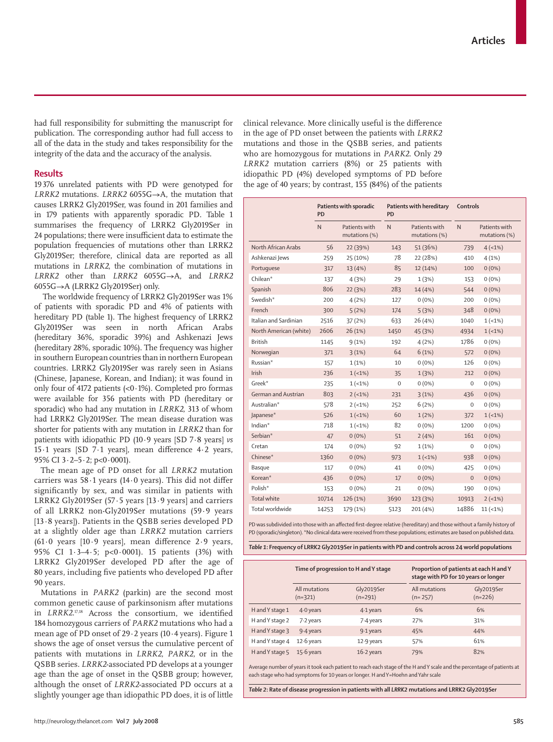had full responsibility for submitting the manuscript for publication. The corresponding author had full access to all of the data in the study and takes responsibility for the integrity of the data and the accuracy of the analysis.

## Results

19 376 unrelated patients with PD were genotyped for *LRRK2* mutations. *LRRK2* 6055G→A, the mutation that causes LRRK2 Gly2019Ser, was found in 201 families and in 179 patients with apparently sporadic PD. Table 1 summarises the frequency of LRRK2 Gly2019Ser in 24 populations; there were insufficient data to estimate the population frequencies of mutations other than LRRK2 Gly2019Ser; therefore, clinical data are reported as all mutations in *LRRK2*, the combination of mutations in *LRRK2* other than *LRRK2* 6055G→A, and *LRRK2* 6055G→A (LRRK2 Gly2019Ser) only.

The worldwide frequency of LRRK2 Gly2019Ser was 1% of patients with sporadic PD and 4% of patients with hereditary PD (table 1). The highest frequency of LRRK2 Gly2019Ser was seen in north African Arabs (hereditary 36%, sporadic 39%) and Ashkenazi Jews (hereditary 28%, sporadic 10%). The frequency was higher in southern European countries than in northern European countries. LRRK2 Gly2019Ser was rarely seen in Asians (Chinese, Japanese, Korean, and Indian); it was found in only four of 4172 patients (<0·1%). Completed pro formas were available for 356 patients with PD (hereditary or sporadic) who had any mutation in *LRRK2*, 313 of whom had LRRK2 Gly2019Ser. The mean disease duration was shorter for patients with any mutation in *LRRK2* than for patients with idiopathic PD (10·9 years [SD 7·8 years] *vs* 15·1 years [SD 7·1 years], mean difference 4·2 years, 95% CI 3·2–5·2; p<0·0001).

The mean age of PD onset for all *LRRK2* mutation carriers was 58·1 years (14·0 years). This did not differ significantly by sex, and was similar in patients with LRRK2 Gly2019Ser (57·5 years [13·9 years] and carriers of all LRRK2 non-Gly2019Ser mutations (59·9 years [13·8 years]). Patients in the QSBB series developed PD at a slightly older age than *LRRK2* mutation carriers (61·0 years [10·9 years], mean difference 2·9 years, 95% CI 1·3–4·5; p<0·0001). 15 patients (3%) with LRRK2 Gly2019Ser developed PD after the age of 80 years, including five patients who developed PD after 90 years.

Mutations in *PARK2* (parkin) are the second most common genetic cause of parkinsonism after mutations in *LRRK2*.[17,18] Across the consortium, we identified 184 homozygous carriers of *PARK2* mutations who had a mean age of PD onset of 29·2 years (10·4 years). Figure 1 shows the age of onset versus the cumulative percent of patients with mutations in *LRRK2*, *PARK2*, or in the QSBB series. *LRRK2*-associated PD develops at a younger age than the age of onset in the QSBB group; however, although the onset of *LRRK2*-associated PD occurs at a slightly younger age than idiopathic PD does, it is of little clinical relevance. More clinically useful is the difference in the age of PD onset between the patients with *LRRK2* mutations and those in the QSBB series, and patients who are homozygous for mutations in *PARK2*. Only 29 *LRRK2* mutation carriers (8%) or 25 patients with idiopathic PD (4%) developed symptoms of PD before the age of 40 years; by contrast, 155 (84%) of the patients

| | Patients with sporadic PD | | Patients with hereditary PD | | Controls | |
|---|---|---|---|---|---|---|
| | N | Patients with mutations (%) | N | Patients with mutations (%) | N | Patients with mutations (%) |
| North African Arabs | 56 | 22 (39%) | 143 | 51 (36%) | 739 | 4 (<1%) |
| Ashkenazi Jews | 259 | 25 (10%) | 78 | 22 (28%) | 410 | 4 (1%) |
| Portuguese | 317 | 13 (4%) | 85 | 12 (14%) | 100 | 0 (0%) |
| Chilean* | 137 | 4 (3%) | 29 | 1 (3%) | 153 | 0 (0%) |
| Spanish | 806 | 22 (3%) | 283 | 14 (4%) | 544 | 0 (0%) |
| Swedish* | 200 | 4 (2%) | 127 | 0 (0%) | 200 | 0 (0%) |
| French | 300 | 5 (2%) | 174 | 5 (3%) | 348 | 0 (0%) |
| Italian and Sardinian | 2516 | 37 (2%) | 633 | 26 (4%) | 1040 | 1 (<1%) |
| North American (white) | 2606 | 26 (1%) | 1450 | 45 (3%) | 4934 | 1 (<1%) |
| British | 1145 | 9 (1%) | 192 | 4 (2%) | 1786 | 0 (0%) |
| Norwegian | 371 | 3 (1%) | 64 | 6 (1%) | 572 | 0 (0%) |
| Russian* | 157 | 1 (1%) | 10 | 0 (0%) | 126 | 0 (0%) |
| Irish | 236 | 1 (<1%) | 35 | 1 (3%) | 212 | 0 (0%) |
| Greek* | 235 | 1 (<1%) | 0 | 0 (0%) | 0 | 0 (0%) |
| German and Austrian | 803 | 2 (<1%) | 231 | 3 (1%) | 436 | 0 (0%) |
| Australian* | 578 | 2 (<1%) | 252 | 6 (2%) | 0 | 0 (0%) |
| Japanese* | 526 | 1 (<1%) | 60 | 1 (2%) | 372 | 1 (<1%) |
| Indian* | 718 | 1 (<1%) | 82 | 0 (0%) | 1200 | 0 (0%) |
| Serbian* | 47 | 0 (0%) | 51 | 2 (4%) | 161 | 0 (0%) |
| Cretan | 174 | 0 (0%) | 92 | 1 (1%) | 0 | 0 (0%) |
| Chinese* | 1360 | 0 (0%) | 973 | 1 (<1%) | 938 | 0 (0%) |
| Basque | 117 | 0 (0%) | 41 | 0 (0%) | 425 | 0 (0%) |
| Korean* | 436 | 0 (0%) | 17 | 0 (0%) | 0 | 0 (0%) |
| Polish* | 153 | 0 (0%) | 21 | 0 (0%) | 190 | 0 (0%) |
| Total white | 10714 | 126 (1%) | 3690 | 123 (3%) | 10913 | 2 (<1%) |
| Total worldwide | 14253 | 179 (1%) | 5123 | 201 (4%) | 14886 | 11 (<1%) |

PD was subdivided into those with an affected first-degree relative (hereditary) and those without a family history of PD (sporadic/singleton). *No clinical data were received from these populations; estimates are based on published data.

*Table 1:* **Frequency of LRRK2 Gly2019Ser in patients with PD and controls across 24 world populations**

| | Time of progression to H and Y stage | | Proportion of patients at each H and Y stage with PD for 10 years or longer | |
|---|---|---|---|---|
| | All mutations (n=321) | Gly2019Ser (n=291) | All mutations (n= 257) | Gly2019Ser (n=226) |
| H and Y stage 1 | 4·0 years | 4·1 years | 6% | 6% |
| H and Y stage 2 | 7·2 years | 7·4 years | 27% | 31% |
| H and Y stage 3 | 9·4 years | 9·1 years | 45% | 44% |
| H and Y stage 4 | 12·6 years | 12·9 years | 57% | 61% |
| H and Y stage 5 | 15·6 years | 16·2 years | 79% | 82% |

Average number of years it took each patient to reach each stage of the H and Y scale and the percentage of patients at each stage who had symptoms for 10 years or longer. H and Y=Hoehn and Yahr scale

*Table 2:* **Rate of disease progression in patients with all *LRRK2* mutations and LRRK2 Gly2019Ser**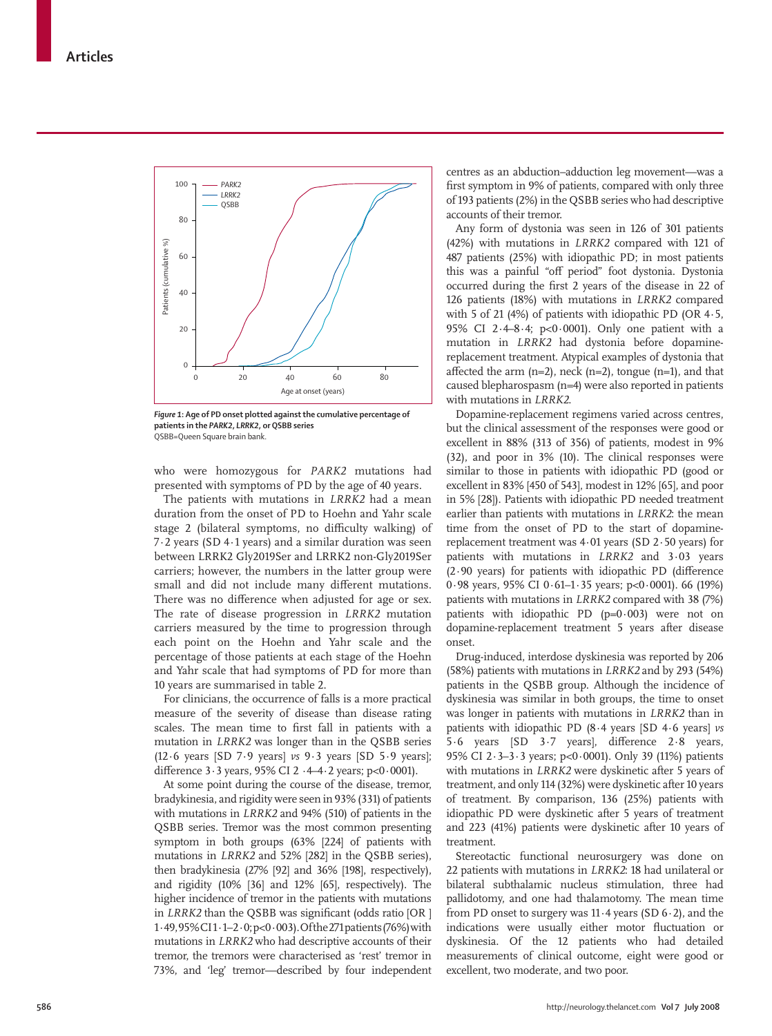*Figure 1*: **Age of PD onset plotted against the cumulative percentage of patients in the *PARK2*, *LRRK2*, or QSBB series**
QSBB=Queen Square brain bank.

who were homozygous for *PARK2* mutations had presented with symptoms of PD by the age of 40 years.

The patients with mutations in *LRRK2* had a mean duration from the onset of PD to Hoehn and Yahr scale stage 2 (bilateral symptoms, no difficulty walking) of 7·2 years (SD 4·1 years) and a similar duration was seen between LRRK2 Gly2019Ser and LRRK2 non-Gly2019Ser carriers; however, the numbers in the latter group were small and did not include many different mutations. There was no difference when adjusted for age or sex. The rate of disease progression in *LRRK2* mutation carriers measured by the time to progression through each point on the Hoehn and Yahr scale and the percentage of those patients at each stage of the Hoehn and Yahr scale that had symptoms of PD for more than 10 years are summarised in table 2.

For clinicians, the occurrence of falls is a more practical measure of the severity of disease than disease rating scales. The mean time to first fall in patients with a mutation in *LRRK2* was longer than in the QSBB series (12·6 years [SD 7·9 years] *vs* 9·3 years [SD 5·9 years]; difference 3·3 years, 95% CI 2 ·4–4·2 years; p<0·0001).

At some point during the course of the disease, tremor, bradykinesia, and rigidity were seen in 93% (331) of patients with mutations in *LRRK2* and 94% (510) of patients in the QSBB series. Tremor was the most common presenting symptom in both groups (63% [224] of patients with mutations in *LRRK2* and 52% [282] in the QSBB series), then bradykinesia (27% [92] and 36% [198], respectively), and rigidity (10% [36] and 12% [65], respectively). The higher incidence of tremor in the patients with mutations in *LRRK2* than the QSBB was significant (odds ratio [OR ] 1·49, 95% CI 1·1–2·0; p<0·003). Of the 271 patients (76%) with mutations in *LRRK2* who had descriptive accounts of their tremor, the tremors were characterised as 'rest' tremor in 73%, and 'leg' tremor—described by four independent centres as an abduction–adduction leg movement—was a first symptom in 9% of patients, compared with only three of 193 patients (2%) in the QSBB series who had descriptive accounts of their tremor.

Any form of dystonia was seen in 126 of 301 patients (42%) with mutations in *LRRK2* compared with 121 of 487 patients (25%) with idiopathic PD; in most patients this was a painful "off period" foot dystonia. Dystonia occurred during the first 2 years of the disease in 22 of 126 patients (18%) with mutations in *LRRK2* compared with 5 of 21 (4%) of patients with idiopathic PD (OR 4·5, 95% CI 2·4–8·4; p<0·0001). Only one patient with a mutation in *LRRK2* had dystonia before dopamine-replacement treatment. Atypical examples of dystonia that affected the arm (n=2), neck (n=2), tongue (n=1), and that caused blepharospasm (n=4) were also reported in patients with mutations in *LRRK2*.

Dopamine-replacement regimens varied across centres, but the clinical assessment of the responses were good or excellent in 88% (313 of 356) of patients, modest in 9% (32), and poor in 3% (10). The clinical responses were similar to those in patients with idiopathic PD (good or excellent in 83% [450 of 543], modest in 12% [65], and poor in 5% [28]). Patients with idiopathic PD needed treatment earlier than patients with mutations in *LRRK2*: the mean time from the onset of PD to the start of dopamine-replacement treatment was 4·01 years (SD 2·50 years) for patients with mutations in *LRRK2* and 3·03 years (2·90 years) for patients with idiopathic PD (difference 0·98 years, 95% CI 0·61–1·35 years; p<0·0001). 66 (19%) patients with mutations in *LRRK2* compared with 38 (7%) patients with idiopathic PD (p=0·003) were not on dopamine-replacement treatment 5 years after disease onset.

Drug-induced, interdose dyskinesia was reported by 206 (58%) patients with mutations in *LRRK2* and by 293 (54%) patients in the QSBB group. Although the incidence of dyskinesia was similar in both groups, the time to onset was longer in patients with mutations in *LRRK2* than in patients with idiopathic PD (8·4 years [SD 4·6 years] *vs* 5·6 years [SD 3·7 years], difference 2·8 years, 95% CI 2·3–3·3 years; p<0·0001). Only 39 (11%) patients with mutations in *LRRK2* were dyskinetic after 5 years of treatment, and only 114 (32%) were dyskinetic after 10 years of treatment. By comparison, 136 (25%) patients with idiopathic PD were dyskinetic after 5 years of treatment and 223 (41%) patients were dyskinetic after 10 years of treatment.

Stereotactic functional neurosurgery was done on 22 patients with mutations in *LRRK2*: 18 had unilateral or bilateral subthalamic nucleus stimulation, three had pallidotomy, and one had thalamotomy. The mean time from PD onset to surgery was 11·4 years (SD 6·2), and the indications were usually either motor fluctuation or dyskinesia. Of the 12 patients who had detailed measurements of clinical outcome, eight were good or excellent, two moderate, and two poor.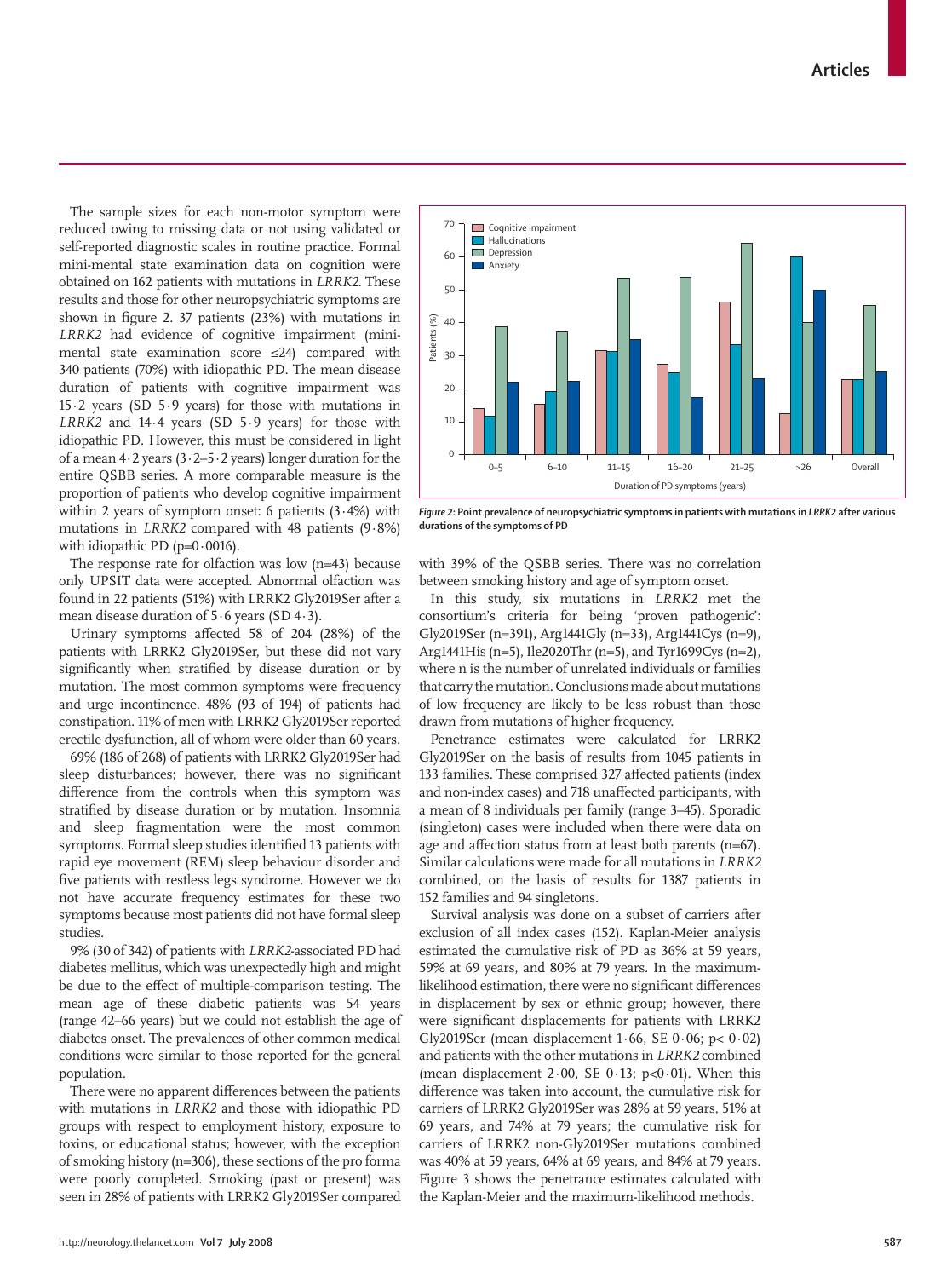The sample sizes for each non-motor symptom were reduced owing to missing data or not using validated or self-reported diagnostic scales in routine practice. Formal mini-mental state examination data on cognition were obtained on 162 patients with mutations in *LRRK2*. These results and those for other neuropsychiatric symptoms are shown in figure 2. 37 patients (23%) with mutations in *LRRK2* had evidence of cognitive impairment (mini-mental state examination score ≤24) compared with 340 patients (70%) with idiopathic PD. The mean disease duration of patients with cognitive impairment was 15·2 years (SD 5·9 years) for those with mutations in *LRRK2* and 14·4 years (SD 5·9 years) for those with idiopathic PD. However, this must be considered in light of a mean 4·2 years (3·2–5·2 years) longer duration for the entire QSBB series. A more comparable measure is the proportion of patients who develop cognitive impairment within 2 years of symptom onset: 6 patients (3·4%) with mutations in *LRRK2* compared with 48 patients (9·8%) with idiopathic PD (p=0·0016).

The response rate for olfaction was low (n=43) because only UPSIT data were accepted. Abnormal olfaction was found in 22 patients (51%) with LRRK2 Gly2019Ser after a mean disease duration of 5·6 years (SD 4·3).

Urinary symptoms affected 58 of 204 (28%) of the patients with LRRK2 Gly2019Ser, but these did not vary significantly when stratified by disease duration or by mutation. The most common symptoms were frequency and urge incontinence. 48% (93 of 194) of patients had constipation. 11% of men with LRRK2 Gly2019Ser reported erectile dysfunction, all of whom were older than 60 years.

69% (186 of 268) of patients with LRRK2 Gly2019Ser had sleep disturbances; however, there was no significant difference from the controls when this symptom was stratified by disease duration or by mutation. Insomnia and sleep fragmentation were the most common symptoms. Formal sleep studies identified 13 patients with rapid eye movement (REM) sleep behaviour disorder and five patients with restless legs syndrome. However we do not have accurate frequency estimates for these two symptoms because most patients did not have formal sleep studies.

9% (30 of 342) of patients with *LRRK2*-associated PD had diabetes mellitus, which was unexpectedly high and might be due to the effect of multiple-comparison testing. The mean age of these diabetic patients was 54 years (range 42–66 years) but we could not establish the age of diabetes onset. The prevalences of other common medical conditions were similar to those reported for the general population.

There were no apparent differences between the patients with mutations in *LRRK2* and those with idiopathic PD groups with respect to employment history, exposure to toxins, or educational status; however, with the exception of smoking history (n=306), these sections of the pro forma were poorly completed. Smoking (past or present) was seen in 28% of patients with LRRK2 Gly2019Ser compared with 39% of the QSBB series. There was no correlation between smoking history and age of symptom onset.

***Figure 2*: Point prevalence of neuropsychiatric symptoms in patients with mutations in *LRRK2* after various durations of the symptoms of PD**

In this study, six mutations in *LRRK2* met the consortium's criteria for being 'proven pathogenic': Gly2019Ser (n=391), Arg1441Gly (n=33), Arg1441Cys (n=9), Arg1441His (n=5), Ile2020Thr (n=5), and Tyr1699Cys (n=2), where n is the number of unrelated individuals or families that carry the mutation. Conclusions made about mutations of low frequency are likely to be less robust than those drawn from mutations of higher frequency.

Penetrance estimates were calculated for LRRK2 Gly2019Ser on the basis of results from 1045 patients in 133 families. These comprised 327 affected patients (index and non-index cases) and 718 unaffected participants, with a mean of 8 individuals per family (range 3–45). Sporadic (singleton) cases were included when there were data on age and affection status from at least both parents (n=67). Similar calculations were made for all mutations in *LRRK2* combined, on the basis of results for 1387 patients in 152 families and 94 singletons.

Survival analysis was done on a subset of carriers after exclusion of all index cases (152). Kaplan-Meier analysis estimated the cumulative risk of PD as 36% at 59 years, 59% at 69 years, and 80% at 79 years. In the maximum-likelihood estimation, there were no significant differences in displacement by sex or ethnic group; however, there were significant displacements for patients with LRRK2 Gly2019Ser (mean displacement 1·66, SE 0·06; p< 0·02) and patients with the other mutations in *LRRK2* combined (mean displacement 2·00, SE 0·13; p<0·01). When this difference was taken into account, the cumulative risk for carriers of LRRK2 Gly2019Ser was 28% at 59 years, 51% at 69 years, and 74% at 79 years; the cumulative risk for carriers of LRRK2 non-Gly2019Ser mutations combined was 40% at 59 years, 64% at 69 years, and 84% at 79 years. Figure 3 shows the penetrance estimates calculated with the Kaplan-Meier and the maximum-likelihood methods.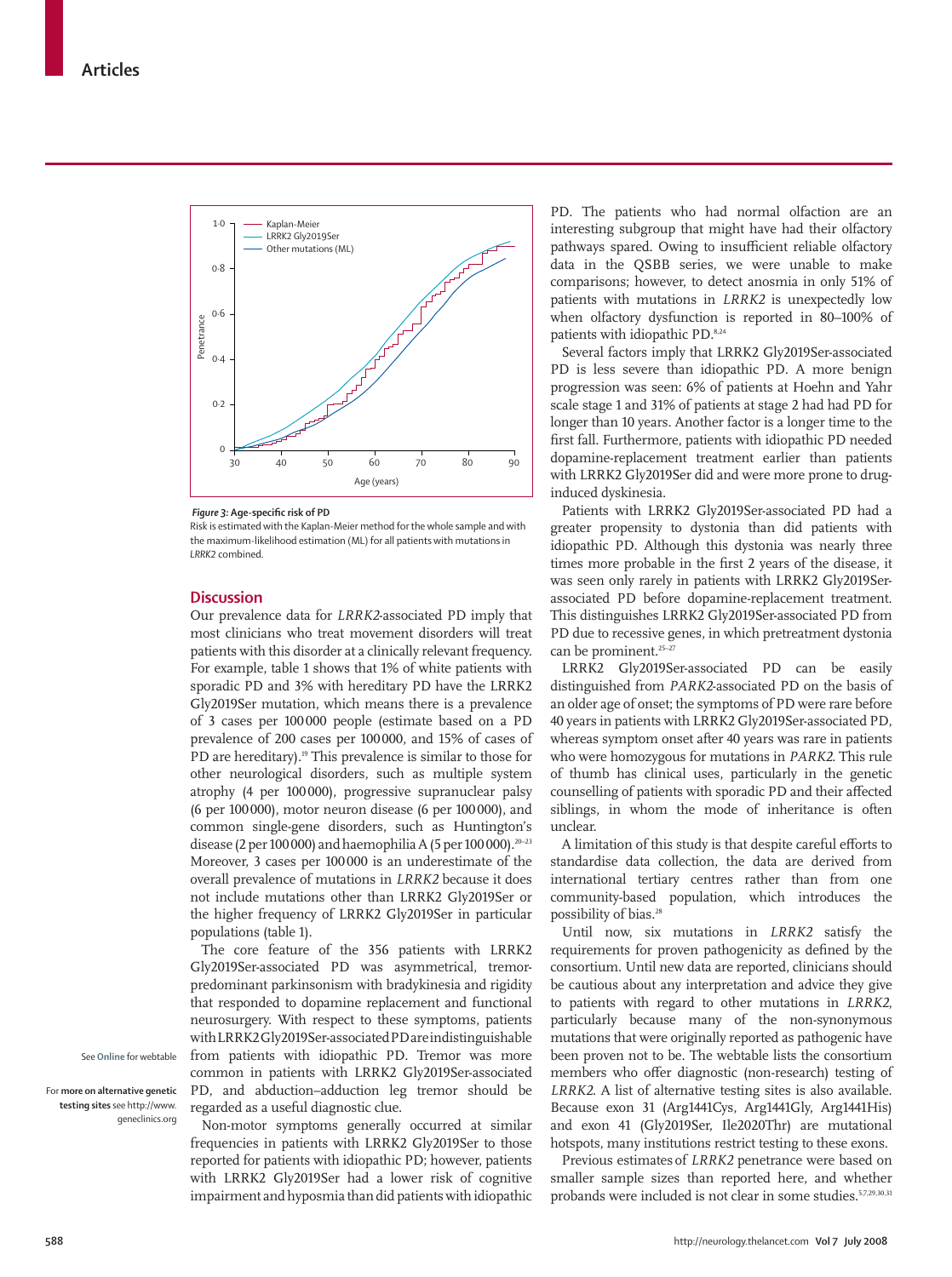Figure 3: Age-specific risk of PD

Risk is estimated with the Kaplan-Meier method for the whole sample and with the maximum-likelihood estimation (ML) for all patients with mutations in *LRRK2* combined.

## Discussion

Our prevalence data for *LRRK2*-associated PD imply that most clinicians who treat movement disorders will treat patients with this disorder at a clinically relevant frequency. For example, table 1 shows that 1% of white patients with sporadic PD and 3% with hereditary PD have the LRRK2 Gly2019Ser mutation, which means there is a prevalence of 3 cases per 100 000 people (estimate based on a PD prevalence of 200 cases per 100 000, and 15% of cases of PD are hereditary).[19] This prevalence is similar to those for other neurological disorders, such as multiple system atrophy (4 per 100 000), progressive supranuclear palsy (6 per 100 000), motor neuron disease (6 per 100 000), and common single-gene disorders, such as Huntington's disease (2 per 100 000) and haemophilia A (5 per 100 000).[20–23] Moreover, 3 cases per 100 000 is an underestimate of the overall prevalence of mutations in *LRRK2* because it does not include mutations other than LRRK2 Gly2019Ser or the higher frequency of LRRK2 Gly2019Ser in particular populations (table 1).

The core feature of the 356 patients with LRRK2 Gly2019Ser-associated PD was asymmetrical, tremor-predominant parkinsonism with bradykinesia and rigidity that responded to dopamine replacement and functional neurosurgery. With respect to these symptoms, patients with LRRK2 Gly2019Ser-associated PD are indistinguishable from patients with idiopathic PD. Tremor was more common in patients with LRRK2 Gly2019Ser-associated PD, and abduction–adduction leg tremor should be regarded as a useful diagnostic clue.

See **Online** for webtable

For **more on alternative genetic testing sites** see http://www.geneclinics.org

Non-motor symptoms generally occurred at similar frequencies in patients with LRRK2 Gly2019Ser to those reported for patients with idiopathic PD; however, patients with LRRK2 Gly2019Ser had a lower risk of cognitive impairment and hyposmia than did patients with idiopathic PD. The patients who had normal olfaction are an interesting subgroup that might have had their olfactory pathways spared. Owing to insufficient reliable olfactory data in the QSBB series, we were unable to make comparisons; however, to detect anosmia in only 51% of patients with mutations in *LRRK2* is unexpectedly low when olfactory dysfunction is reported in 80–100% of patients with idiopathic PD.[8,24]

Several factors imply that LRRK2 Gly2019Ser-associated PD is less severe than idiopathic PD. A more benign progression was seen: 6% of patients at Hoehn and Yahr scale stage 1 and 31% of patients at stage 2 had had PD for longer than 10 years. Another factor is a longer time to the first fall. Furthermore, patients with idiopathic PD needed dopamine-replacement treatment earlier than patients with LRRK2 Gly2019Ser did and were more prone to drug-induced dyskinesia.

Patients with LRRK2 Gly2019Ser-associated PD had a greater propensity to dystonia than did patients with idiopathic PD. Although this dystonia was nearly three times more probable in the first 2 years of the disease, it was seen only rarely in patients with LRRK2 Gly2019Ser-associated PD before dopamine-replacement treatment. This distinguishes LRRK2 Gly2019Ser-associated PD from PD due to recessive genes, in which pretreatment dystonia can be prominent.[25–27]

LRRK2 Gly2019Ser-associated PD can be easily distinguished from *PARK2*-associated PD on the basis of an older age of onset; the symptoms of PD were rare before 40 years in patients with LRRK2 Gly2019Ser-associated PD, whereas symptom onset after 40 years was rare in patients who were homozygous for mutations in *PARK2*. This rule of thumb has clinical uses, particularly in the genetic counselling of patients with sporadic PD and their affected siblings, in whom the mode of inheritance is often unclear.

A limitation of this study is that despite careful efforts to standardise data collection, the data are derived from international tertiary centres rather than from one community-based population, which introduces the possibility of bias.[28]

Until now, six mutations in *LRRK2* satisfy the requirements for proven pathogenicity as defined by the consortium. Until new data are reported, clinicians should be cautious about any interpretation and advice they give to patients with regard to other mutations in *LRRK2*, particularly because many of the non-synonymous mutations that were originally reported as pathogenic have been proven not to be. The webtable lists the consortium members who offer diagnostic (non-research) testing of *LRRK2*. A list of alternative testing sites is also available. Because exon 31 (Arg1441Cys, Arg1441Gly, Arg1441His) and exon 41 (Gly2019Ser, Ile2020Thr) are mutational hotspots, many institutions restrict testing to these exons.

Previous estimates of *LRRK2* penetrance were based on smaller sample sizes than reported here, and whether probands were included is not clear in some studies.[5,7,29,30,31]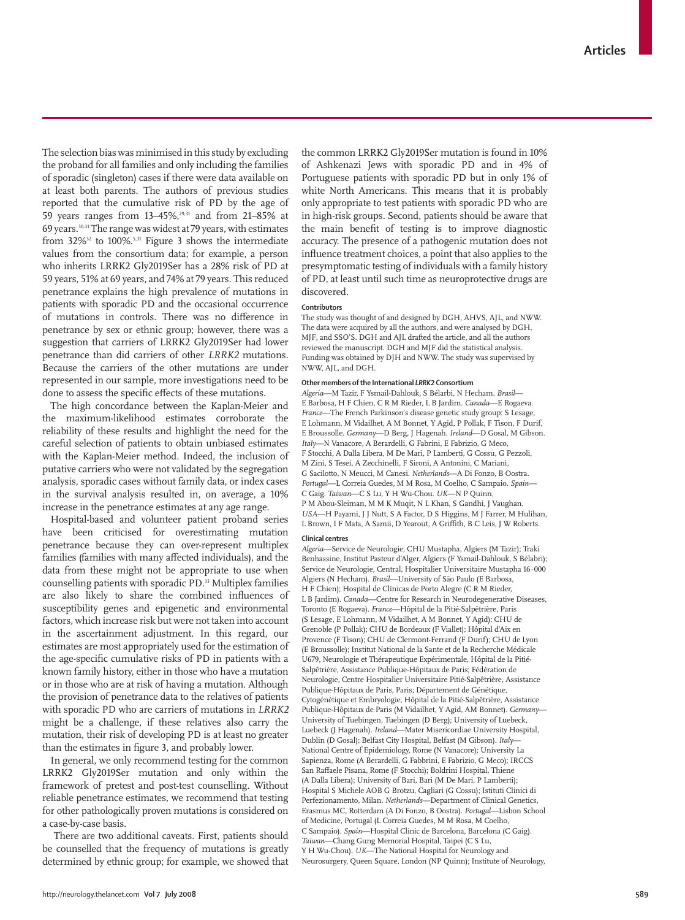The selection bias was minimised in this study by excluding the proband for all families and only including the families of sporadic (singleton) cases if there were data available on at least both parents. The authors of previous studies reported that the cumulative risk of PD by the age of 59 years ranges from 13–45%,[29,31] and from 21–85% at 69 years.[30,31] The range was widest at 79 years, with estimates from 32%[32] to 100%.[5,31] Figure 3 shows the intermediate values from the consortium data; for example, a person who inherits LRRK2 Gly2019Ser has a 28% risk of PD at 59 years, 51% at 69 years, and 74% at 79 years. This reduced penetrance explains the high prevalence of mutations in patients with sporadic PD and the occasional occurrence of mutations in controls. There was no difference in penetrance by sex or ethnic group; however, there was a suggestion that carriers of LRRK2 Gly2019Ser had lower penetrance than did carriers of other *LRRK2* mutations. Because the carriers of the other mutations are under represented in our sample, more investigations need to be done to assess the specific effects of these mutations.

The high concordance between the Kaplan-Meier and the maximum-likelihood estimates corroborate the reliability of these results and highlight the need for the careful selection of patients to obtain unbiased estimates with the Kaplan-Meier method. Indeed, the inclusion of putative carriers who were not validated by the segregation analysis, sporadic cases without family data, or index cases in the survival analysis resulted in, on average, a 10% increase in the penetrance estimates at any age range.

Hospital-based and volunteer patient proband series have been criticised for overestimating mutation penetrance because they can over-represent multiplex families (families with many affected individuals), and the data from these might not be appropriate to use when counselling patients with sporadic PD.[33] Multiplex families are also likely to share the combined influences of susceptibility genes and epigenetic and environmental factors, which increase risk but were not taken into account in the ascertainment adjustment. In this regard, our estimates are most appropriately used for the estimation of the age-specific cumulative risks of PD in patients with a known family history, either in those who have a mutation or in those who are at risk of having a mutation. Although the provision of penetrance data to the relatives of patients with sporadic PD who are carriers of mutations in *LRRK2* might be a challenge, if these relatives also carry the mutation, their risk of developing PD is at least no greater than the estimates in figure 3, and probably lower.

In general, we only recommend testing for the common LRRK2 Gly2019Ser mutation and only within the framework of pretest and post-test counselling. Without reliable penetrance estimates, we recommend that testing for other pathologically proven mutations is considered on a case-by-case basis.

There are two additional caveats. First, patients should be counselled that the frequency of mutations is greatly determined by ethnic group; for example, we showed that the common LRRK2 Gly2019Ser mutation is found in 10% of Ashkenazi Jews with sporadic PD and in 4% of Portuguese patients with sporadic PD but in only 1% of white North Americans. This means that it is probably only appropriate to test patients with sporadic PD who are in high-risk groups. Second, patients should be aware that the main benefit of testing is to improve diagnostic accuracy. The presence of a pathogenic mutation does not influence treatment choices, a point that also applies to the presymptomatic testing of individuals with a family history of PD, at least until such time as neuroprotective drugs are discovered.

#### Contributors

The study was thought of and designed by DGH, AHVS, AJL, and NWW. The data were acquired by all the authors, and were analysed by DGH, MJF, and SSO'S. DGH and AJL drafted the article, and all the authors reviewed the manuscript. DGH and MJF did the statistical analysis. Funding was obtained by DJH and NWW. The study was supervised by NWW, AJL, and DGH.

#### Other members of the International *LRRK2* Consortium

*Algeria*—M Tazir, F Ysmail-Dahlouk, S Bélarbi, N Hecham. *Brasil*—E Barbosa, H F Chien, C R M Rieder, L B Jardim. *Canada*—E Rogaeva. *France*—The French Parkinson's disease genetic study group: S Lesage, E Lohmann, M Vidailhet, A M Bonnet, Y Agid, P Pollak, F Tison, F Durif, E Broussolle. *Germany*—D Berg, J Hagenah. *Ireland*—D Gosal, M Gibson. *Italy*—N Vanacore, A Berardelli, G Fabrini, E Fabrizio, G Meco, F Stocchi, A Dalla Libera, M De Mari, P Lamberti, G Cossu, G Pezzoli, M Zini, S Tesei, A Zecchinelli, F Sironi, A Antonini, C Mariani, G Sacilotto, N Meucci, M Canesi. *Netherlands*—A Di Fonzo, B Oostra. *Portugal*—L Correia Guedes, M M Rosa, M Coelho, C Sampaio. *Spain*—C Gaig. *Taiwan*—C S Lu, Y H Wu-Chou. *UK*—N P Quinn, P M Abou-Sleiman, M M K Muqit, N L Khan, S Gandhi, J Vaughan. *USA*—H Payami, J J Nutt, S A Factor, D S Higgins, M J Farrer, M Hulihan, L Brown, I F Mata, A Samii, D Yearout, A Griffith, B C Leis, J W Roberts.

#### Clinical centres

*Algeria*—Service de Neurologie, CHU Mustapha, Algiers (M Tazir); Traki Benhassine, Institut Pasteur d'Alger, Algiers (F Ysmail-Dahlouk, S Bélabri); Service de Neurologie, Central, Hospitalier Universitaire Mustapha 16·000 Algiers (N Hecham). *Brasil*—University of São Paulo (E Barbosa, H F Chien); Hospital de Clínicas de Porto Alegre (C R M Rieder, L B Jardim). *Canada*—Centre for Research in Neurodegenerative Diseases, Toronto (E Rogaeva). *France*—Hôpital de la Pitié-Salpêtrière, Paris (S Lesage, E Lohmann, M Vidailhet, A M Bonnet, Y Agid); CHU de Grenoble (P Pollak); CHU de Bordeaux (F Viallet); Hôpital d'Aix en Provence (F Tison); CHU de Clermont-Ferrand (F Durif); CHU de Lyon (E Broussolle); Institut National de la Sante et de la Recherche Médicale U679, Neurologie et Thérapeutique Expérimentale, Hôpital de la Pitié-Salpêtrière, Assistance Publique-Hôpitaux de Paris; Fédération de Neurologie, Centre Hospitalier Universitaire Pitié-Salpêtrière, Assistance Publique-Hôpitaux de Paris, Paris; Département de Génétique, Cytogénétique et Embryologie, Hôpital de la Pitié-Salpêtrière, Assistance Publique-Hôpitaux de Paris (M Vidailhet, Y Agid, AM Bonnet). *Germany*—University of Tuebingen, Tuebingen (D Berg); University of Luebeck, Luebeck (J Hagenah). *Ireland*—Mater Misericordiae University Hospital, Dublin (D Gosal); Belfast City Hospital, Belfast (M Gibson). *Italy*—National Centre of Epidemiology, Rome (N Vanacore); University La Sapienza, Rome (A Berardelli, G Fabbrini, E Fabrizio, G Meco); IRCCS San Raffaele Pisana, Rome (F Stocchi); Boldrini Hospital, Thiene (A Dalla Libera); University of Bari, Bari (M De Mari, P Lamberti); Hospital S Michele AOB G Brotzu, Cagliari (G Cossu); Istituti Clinici di Perfezionamento, Milan. *Netherlands*—Department of Clinical Genetics, Erasmus MC, Rotterdam (A Di Fonzo, B Oostra). *Portugal*—Lisbon School of Medicine, Portugal (L Correia Guedes, M M Rosa, M Coelho, C Sampaio). *Spain*—Hospital Clínic de Barcelona, Barcelona (C Gaig). *Taiwan*—Chang Gung Memorial Hospital, Taipei (C S Lu, Y H Wu-Chou). *UK*—The National Hospital for Neurology and Neurosurgery, Queen Square, London (NP Quinn); Institute of Neurology,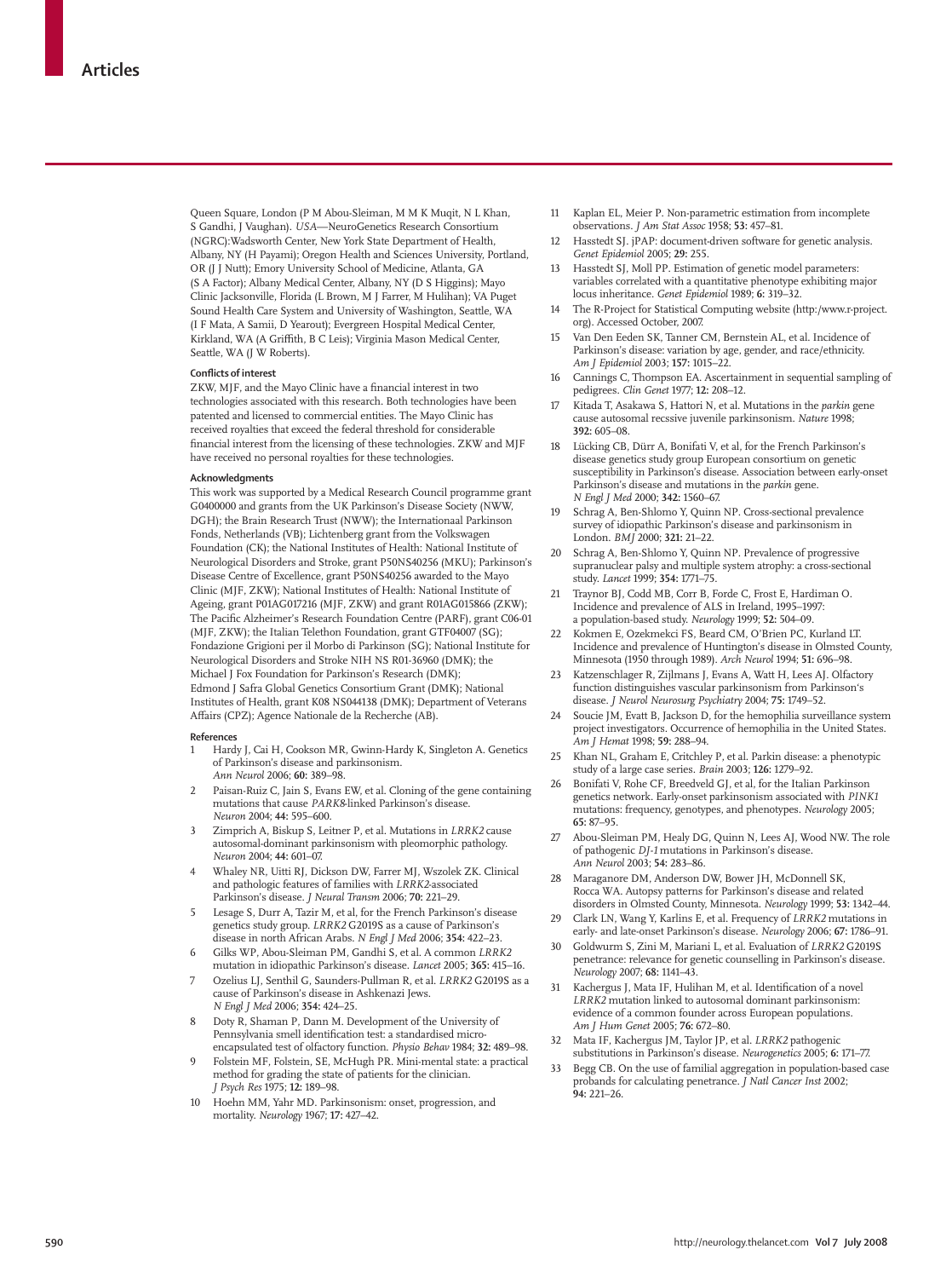Queen Square, London (P M Abou-Sleiman, M M K Muqit, N L Khan, S Gandhi, J Vaughan). *USA*—NeuroGenetics Research Consortium (NGRC):Wadsworth Center, New York State Department of Health, Albany, NY (H Payami); Oregon Health and Sciences University, Portland, OR (J J Nutt); Emory University School of Medicine, Atlanta, GA (S A Factor); Albany Medical Center, Albany, NY (D S Higgins); Mayo Clinic Jacksonville, Florida (L Brown, M J Farrer, M Hulihan); VA Puget Sound Health Care System and University of Washington, Seattle, WA (I F Mata, A Samii, D Yearout); Evergreen Hospital Medical Center, Kirkland, WA (A Griffith, B C Leis); Virginia Mason Medical Center, Seattle, WA (J W Roberts).

#### Conflicts of interest

ZKW, MJF, and the Mayo Clinic have a financial interest in two technologies associated with this research. Both technologies have been patented and licensed to commercial entities. The Mayo Clinic has received royalties that exceed the federal threshold for considerable financial interest from the licensing of these technologies. ZKW and MJF have received no personal royalties for these technologies.

#### Acknowledgments

This work was supported by a Medical Research Council programme grant G0400000 and grants from the UK Parkinson's Disease Society (NWW, DGH); the Brain Research Trust (NWW); the Internationaal Parkinson Fonds, Netherlands (VB); Lichtenberg grant from the Volkswagen Foundation (CK); the National Institutes of Health: National Institute of Neurological Disorders and Stroke, grant P50NS40256 (MKU); Parkinson's Disease Centre of Excellence, grant P50NS40256 awarded to the Mayo Clinic (MJF, ZKW); National Institutes of Health: National Institute of Ageing, grant P01AG017216 (MJF, ZKW) and grant R01AG015866 (ZKW); The Pacific Alzheimer's Research Foundation Centre (PARF), grant C06-01 (MJF, ZKW); the Italian Telethon Foundation, grant GTF04007 (SG); Fondazione Grigioni per il Morbo di Parkinson (SG); National Institute for Neurological Disorders and Stroke NIH NS R01-36960 (DMK); the Michael J Fox Foundation for Parkinson's Research (DMK); Edmond J Safra Global Genetics Consortium Grant (DMK); National Institutes of Health, grant K08 NS044138 (DMK); Department of Veterans Affairs (CPZ); Agence Nationale de la Recherche (AB).

#### References

1. Hardy J, Cai H, Cookson MR, Gwinn-Hardy K, Singleton A. Genetics of Parkinson's disease and parkinsonism. *Ann Neurol* 2006; **60:** 389–98.
2. Paisan-Ruiz C, Jain S, Evans EW, et al. Cloning of the gene containing mutations that cause *PARK8*-linked Parkinson's disease. *Neuron* 2004; **44:** 595–600.
3. Zimprich A, Biskup S, Leitner P, et al. Mutations in *LRRK2* cause autosomal-dominant parkinsonism with pleomorphic pathology. *Neuron* 2004; **44:** 601–07.
4. Whaley NR, Uitti RJ, Dickson DW, Farrer MJ, Wszolek ZK. Clinical and pathologic features of families with *LRRK2*-associated Parkinson's disease. *J Neural Transm* 2006; **70:** 221–29.
5. Lesage S, Durr A, Tazir M, et al, for the French Parkinson's disease genetics study group. *LRRK2* G2019S as a cause of Parkinson's disease in north African Arabs. *N Engl J Med* 2006; **354:** 422–23.
6. Gilks WP, Abou-Sleiman PM, Gandhi S, et al. A common *LRRK2* mutation in idiopathic Parkinson's disease. *Lancet* 2005; **365:** 415–16.
7. Ozelius LJ, Senthil G, Saunders-Pullman R, et al. *LRRK2* G2019S as a cause of Parkinson's disease in Ashkenazi Jews. *N Engl J Med* 2006; **354:** 424–25.
8. Doty R, Shaman P, Dann M. Development of the University of Pennsylvania smell identification test: a standardised micro-encapsulated test of olfactory function. *Physio Behav* 1984; **32:** 489–98.
9. Folstein MF, Folstein, SE, McHugh PR. Mini-mental state: a practical method for grading the state of patients for the clinician. *J Psych Res* 1975; **12:** 189–98.
10. Hoehn MM, Yahr MD. Parkinsonism: onset, progression, and mortality. *Neurology* 1967; **17:** 427–42.
11. Kaplan EL, Meier P. Non-parametric estimation from incomplete observations. *J Am Stat Assoc* 1958; **53:** 457–81.
12. Hasstedt SJ. jPAP: document-driven software for genetic analysis. *Genet Epidemiol* 2005; **29:** 255.
13. Hasstedt SJ, Moll PP. Estimation of genetic model parameters: variables correlated with a quantitative phenotype exhibiting major locus inheritance. *Genet Epidemiol* 1989; **6:** 319–32.
14. The R-Project for Statistical Computing website (http:/www.r-project.org). Accessed October, 2007.
15. Van Den Eeden SK, Tanner CM, Bernstein AL, et al. Incidence of Parkinson's disease: variation by age, gender, and race/ethnicity. *Am J Epidemiol* 2003; **157:** 1015–22.
16. Cannings C, Thompson EA. Ascertainment in sequential sampling of pedigrees. *Clin Genet* 1977; **12:** 208–12.
17. Kitada T, Asakawa S, Hattori N, et al. Mutations in the *parkin* gene cause autosomal recssive juvenile parkinsonism. *Nature* 1998; **392:** 605–08.
18. Lücking CB, Dürr A, Bonifati V, et al, for the French Parkinson's disease genetics study group European consortium on genetic susceptibility in Parkinson's disease. Association between early-onset Parkinson's disease and mutations in the *parkin* gene. *N Engl J Med* 2000; **342:** 1560–67.
19. Schrag A, Ben-Shlomo Y, Quinn NP. Cross-sectional prevalence survey of idiopathic Parkinson's disease and parkinsonism in London. *BMJ* 2000; **321:** 21–22.
20. Schrag A, Ben-Shlomo Y, Quinn NP. Prevalence of progressive supranuclear palsy and multiple system atrophy: a cross-sectional study. *Lancet* 1999; **354:** 1771–75.
21. Traynor BJ, Codd MB, Corr B, Forde C, Frost E, Hardiman O. Incidence and prevalence of ALS in Ireland, 1995–1997: a population-based study. *Neurology* 1999; **52:** 504–09.
22. Kokmen E, Ozekmekci FS, Beard CM, O'Brien PC, Kurland LT. Incidence and prevalence of Huntington's disease in Olmsted County, Minnesota (1950 through 1989). *Arch Neurol* 1994; **51:** 696–98.
23. Katzenschlager R, Zijlmans J, Evans A, Watt H, Lees AJ. Olfactory function distinguishes vascular parkinsonism from Parkinson's disease. *J Neurol Neurosurg Psychiatry* 2004; **75:** 1749–52.
24. Soucie JM, Evatt B, Jackson D, for the hemophilia surveillance system project investigators. Occurrence of hemophilia in the United States. *Am J Hemat* 1998; **59:** 288–94.
25. Khan NL, Graham E, Critchley P, et al. Parkin disease: a phenotypic study of a large case series. *Brain* 2003; **126:** 1279–92.
26. Bonifati V, Rohe CF, Breedveld GJ, et al, for the Italian Parkinson genetics network. Early-onset parkinsonism associated with *PINK1* mutations: frequency, genotypes, and phenotypes. *Neurology* 2005; **65:** 87–95.
27. Abou-Sleiman PM, Healy DG, Quinn N, Lees AJ, Wood NW. The role of pathogenic *DJ-1* mutations in Parkinson's disease. *Ann Neurol* 2003; **54:** 283–86.
28. Maraganore DM, Anderson DW, Bower JH, McDonnell SK, Rocca WA. Autopsy patterns for Parkinson's disease and related disorders in Olmsted County, Minnesota. *Neurology* 1999; **53:** 1342–44.
29. Clark LN, Wang Y, Karlins E, et al. Frequency of *LRRK2* mutations in early- and late-onset Parkinson's disease. *Neurology* 2006; **67:** 1786–91.
30. Goldwurm S, Zini M, Mariani L, et al. Evaluation of *LRRK2* G2019S penetrance: relevance for genetic counselling in Parkinson's disease. *Neurology* 2007; **68:** 1141–43.
31. Kachergus J, Mata IF, Hulihan M, et al. Identification of a novel *LRRK2* mutation linked to autosomal dominant parkinsonism: evidence of a common founder across European populations. *Am J Hum Genet* 2005; **76:** 672–80.
32. Mata IF, Kachergus JM, Taylor JP, et al. *LRRK2* pathogenic substitutions in Parkinson's disease. *Neurogenetics* 2005; **6:** 171–77.
33. Begg CB. On the use of familial aggregation in population-based case probands for calculating penetrance. *J Natl Cancer Inst* 2002; **94:** 221–26.